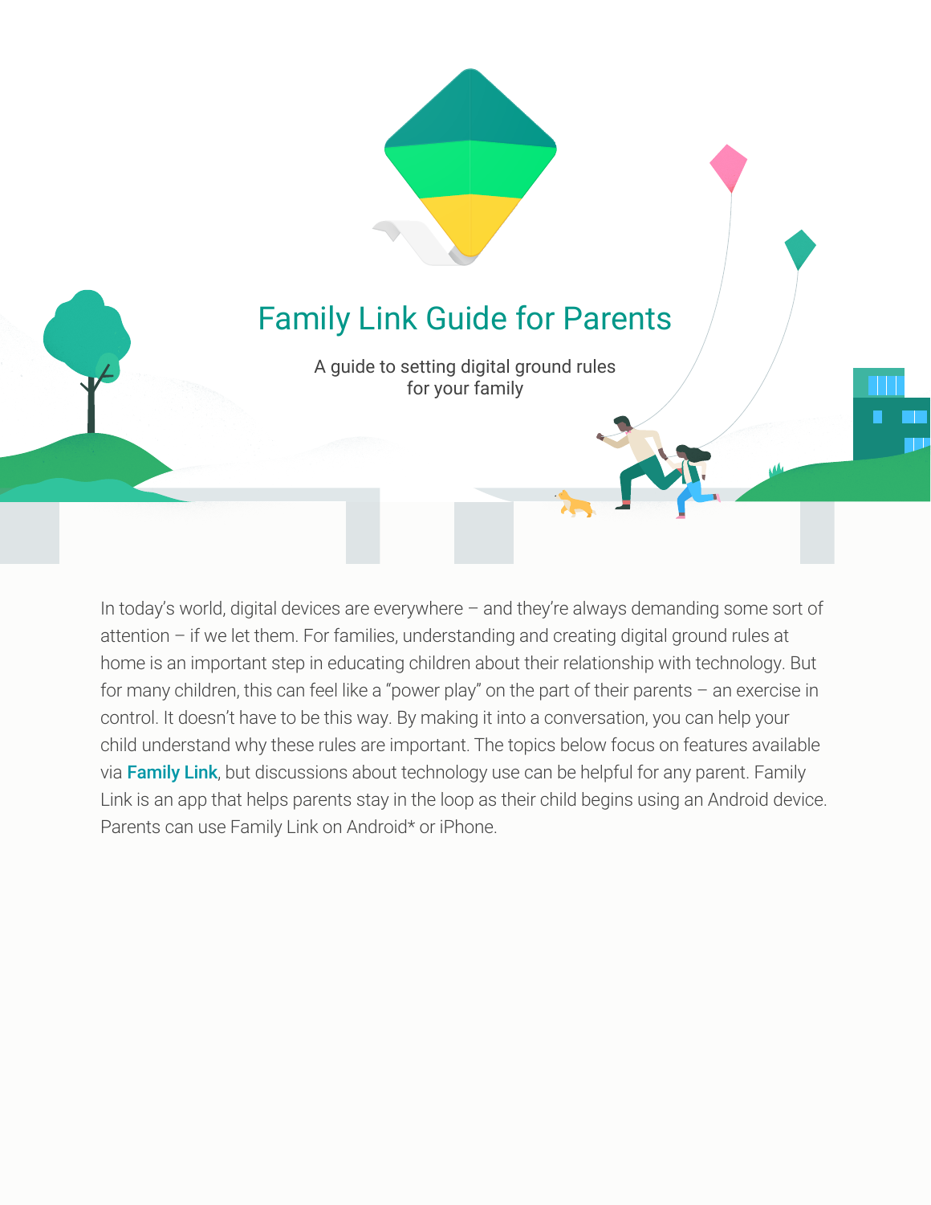# Family Link Guide for Parents

A guide to setting digital ground rules for your family

In today's world, digital devices are everywhere – and they're always demanding some sort of attention – if we let them. For families, understanding and creating digital ground rules at home is an important step in educating children about their relationship with technology. But for many children, this can feel like a "power play" on the part of their parents – an exercise in control. It doesn't have to be this way. By making it into a conversation, you can help your child understand why these rules are important. The topics below focus on features available via **Family Link**, but discussions about technology use can be helpful for any parent. Family Link is an app that helps parents stay in the loop as their child begins using an Android device. Parents can use Family Link on Android* or iPhone.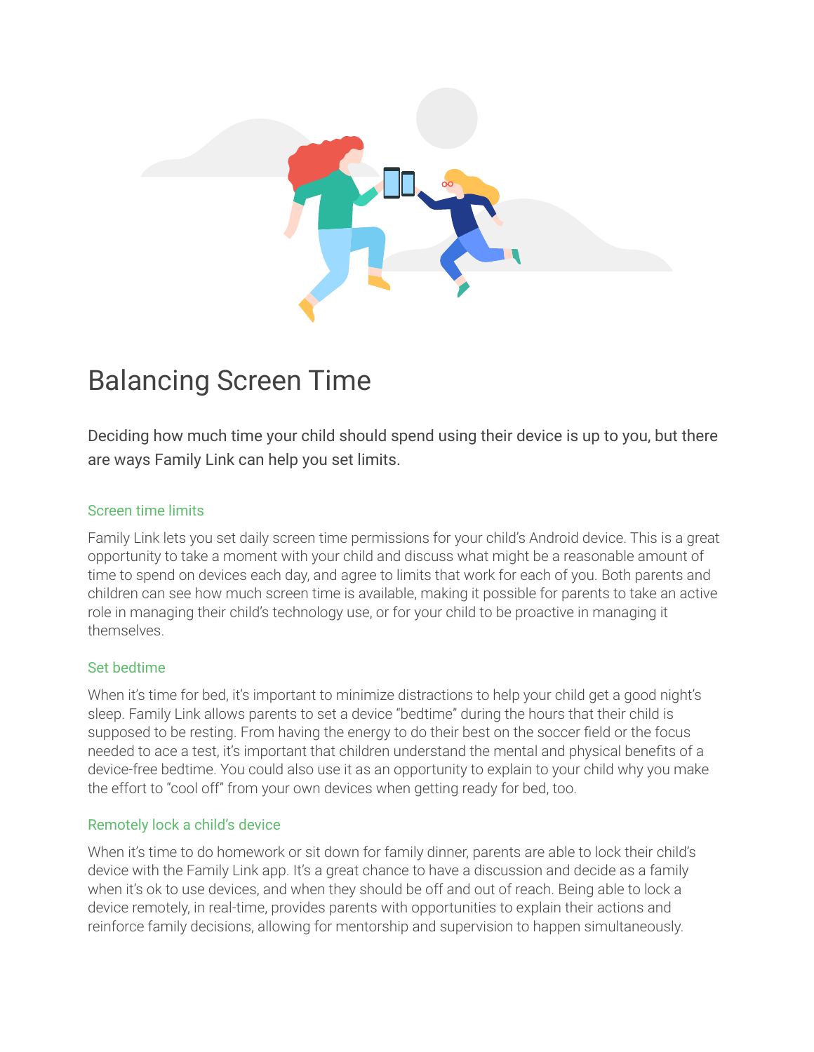# Balancing Screen Time

Deciding how much time your child should spend using their device is up to you, but there are ways Family Link can help you set limits.

### Screen time limits

Family Link lets you set daily screen time permissions for your child's Android device. This is a great opportunity to take a moment with your child and discuss what might be a reasonable amount of time to spend on devices each day, and agree to limits that work for each of you. Both parents and children can see how much screen time is available, making it possible for parents to take an active role in managing their child's technology use, or for your child to be proactive in managing it themselves.

### Set bedtime

When it's time for bed, it's important to minimize distractions to help your child get a good night's sleep. Family Link allows parents to set a device "bedtime" during the hours that their child is supposed to be resting. From having the energy to do their best on the soccer field or the focus needed to ace a test, it's important that children understand the mental and physical benefits of a device-free bedtime. You could also use it as an opportunity to explain to your child why you make the effort to "cool off" from your own devices when getting ready for bed, too.

### Remotely lock a child's device

When it's time to do homework or sit down for family dinner, parents are able to lock their child's device with the Family Link app. It's a great chance to have a discussion and decide as a family when it's ok to use devices, and when they should be off and out of reach. Being able to lock a device remotely, in real-time, provides parents with opportunities to explain their actions and reinforce family decisions, allowing for mentorship and supervision to happen simultaneously.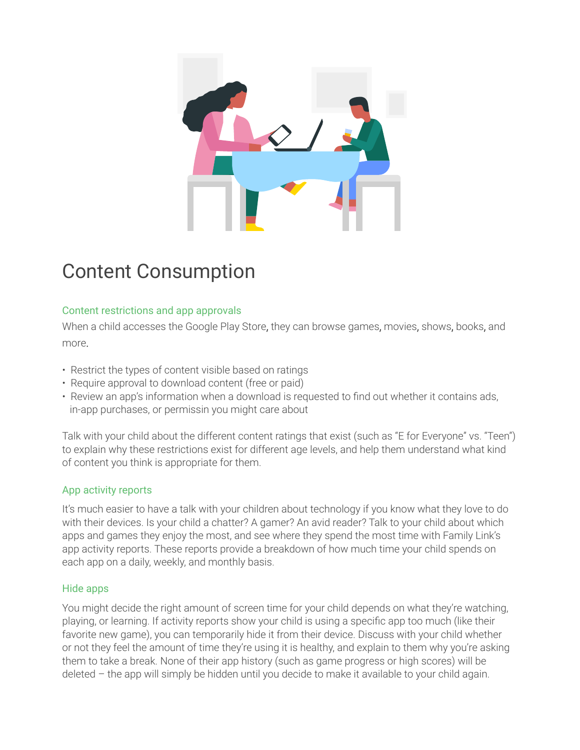# Content Consumption

## Content restrictions and app approvals

When a child accesses the Google Play Store, they can browse games, movies, shows, books, and more.

- Restrict the types of content visible based on ratings
- Require approval to download content (free or paid)
- Review an app's information when a download is requested to find out whether it contains ads, in-app purchases, or permissin you might care about

Talk with your child about the different content ratings that exist (such as "E for Everyone" vs. "Teen") to explain why these restrictions exist for different age levels, and help them understand what kind of content you think is appropriate for them.

## App activity reports

It's much easier to have a talk with your children about technology if you know what they love to do with their devices. Is your child a chatter? A gamer? An avid reader? Talk to your child about which apps and games they enjoy the most, and see where they spend the most time with Family Link's app activity reports. These reports provide a breakdown of how much time your child spends on each app on a daily, weekly, and monthly basis.

## Hide apps

You might decide the right amount of screen time for your child depends on what they're watching, playing, or learning. If activity reports show your child is using a specific app too much (like their favorite new game), you can temporarily hide it from their device. Discuss with your child whether or not they feel the amount of time they're using it is healthy, and explain to them why you're asking them to take a break. None of their app history (such as game progress or high scores) will be deleted – the app will simply be hidden until you decide to make it available to your child again.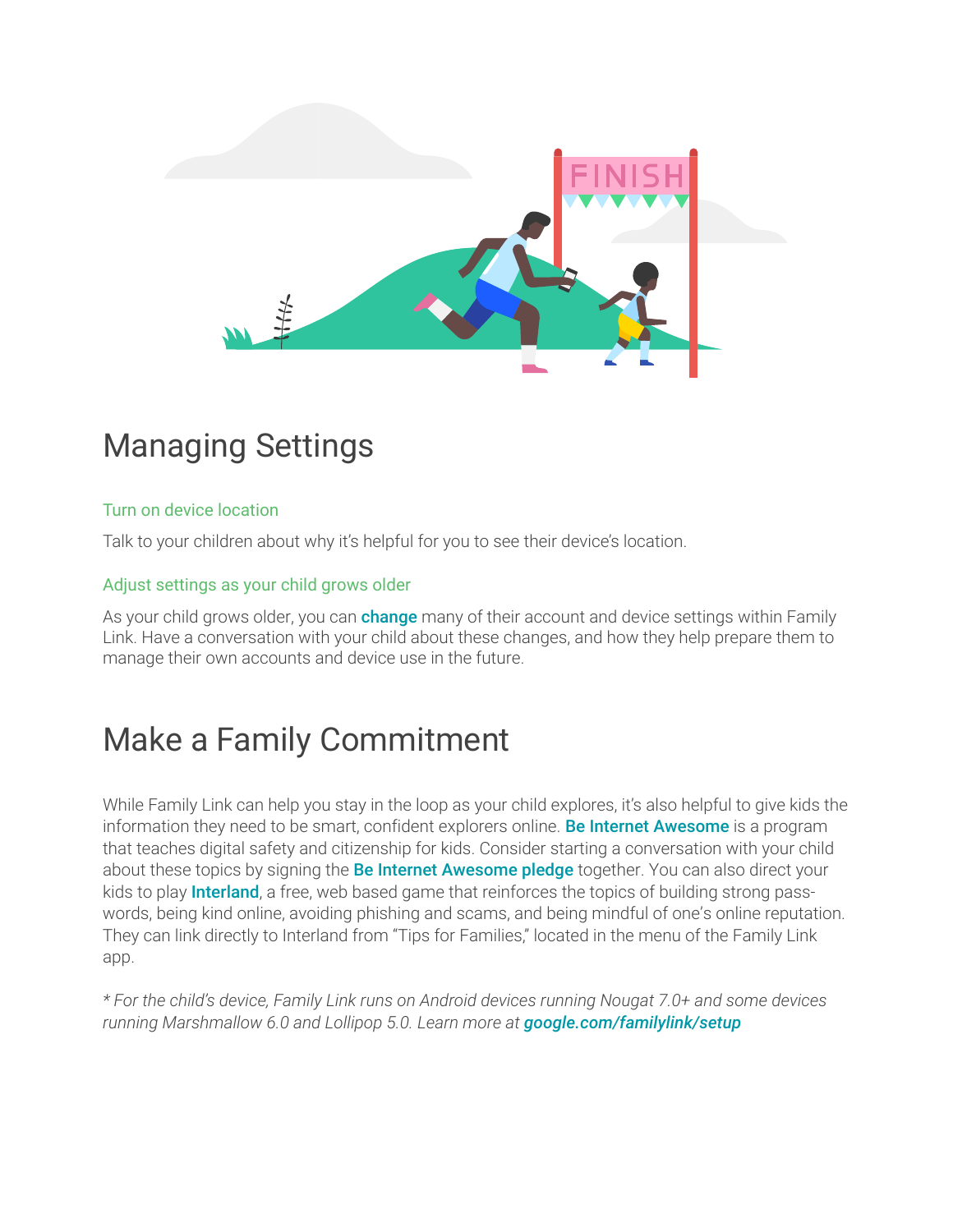## Managing Settings

### Turn on device location

Talk to your children about why it's helpful for you to see their device's location.

### Adjust settings as your child grows older

As your child grows older, you can **change** many of their account and device settings within Family Link. Have a conversation with your child about these changes, and how they help prepare them to manage their own accounts and device use in the future.

## Make a Family Commitment

While Family Link can help you stay in the loop as your child explores, it's also helpful to give kids the information they need to be smart, confident explorers online. **Be Internet Awesome** is a program that teaches digital safety and citizenship for kids. Consider starting a conversation with your child about these topics by signing the **Be Internet Awesome pledge** together. You can also direct your kids to play **Interland**, a free, web based game that reinforces the topics of building strong passwords, being kind online, avoiding phishing and scams, and being mindful of one's online reputation. They can link directly to Interland from "Tips for Families," located in the menu of the Family Link app.

*\* For the child's device, Family Link runs on Android devices running Nougat 7.0+ and some devices running Marshmallow 6.0 and Lollipop 5.0. Learn more at **google.com/familylink/setup***